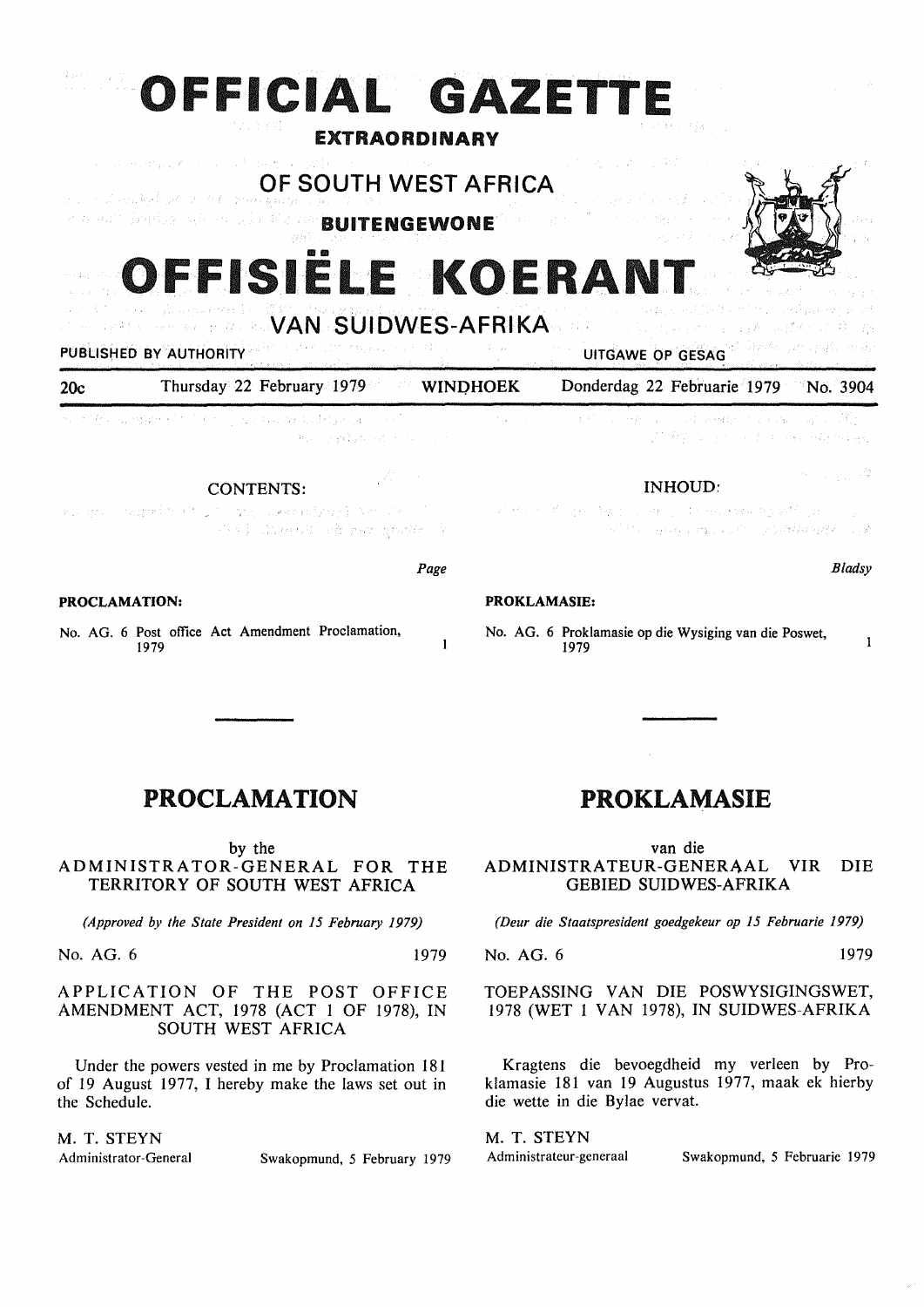# OFFICIAL GAZETTE

**EXTRAORDINARY**

## OF SOUTH WEST AFRICA

**BUITENGEWONE**

# OFFISIËLE KOERANT

## VAN SUIDWES-AFRIKA

PUBLISHED BY AUTHORITY — UITGAWE OP GESAG

20c — Thursday 22 February 1979 — WINDHOEK — Donderdag 22 Februarie 1979 — No. 3904

**CONTENTS:**

| | Page |
|---|---|
| **PROCLAMATION:** | |
| No. AG. 6 Post office Act Amendment Proclamation, 1979 | 1 |

**INHOUD:**

| | *Bladsy* |
|---|---|
| **PROKLAMASIE:** | |
| No. AG. 6 Proklamasie op die Wysiging van die Poswet, 1979 | 1 |

## PROCLAMATION

by the

ADMINISTRATOR-GENERAL FOR THE TERRITORY OF SOUTH WEST AFRICA

*(Approved by the State President on 15 February 1979)*

No. AG. 6 1979

APPLICATION OF THE POST OFFICE AMENDMENT ACT, 1978 (ACT 1 OF 1978), IN SOUTH WEST AFRICA

Under the powers vested in me by Proclamation 181 of 19 August 1977, I hereby make the laws set out in the Schedule.

M. T. STEYN
Administrator-General — Swakopmund, 5 February 1979

## PROKLAMASIE

van die

ADMINISTRATEUR-GENERAAL VIR DIE GEBIED SUIDWES-AFRIKA

*(Deur die Staatspresident goedgekeur op 15 Februarie 1979)*

No. AG. 6 1979

TOEPASSING VAN DIE POSWYSIGINGSWET, 1978 (WET 1 VAN 1978), IN SUIDWES-AFRIKA

Kragtens die bevoegdheid my verleen by Proklamasie 181 van 19 Augustus 1977, maak ek hierby die wette in die Bylae vervat.

M. T. STEYN
Administrateur-generaal — Swakopmund, 5 Februarie 1979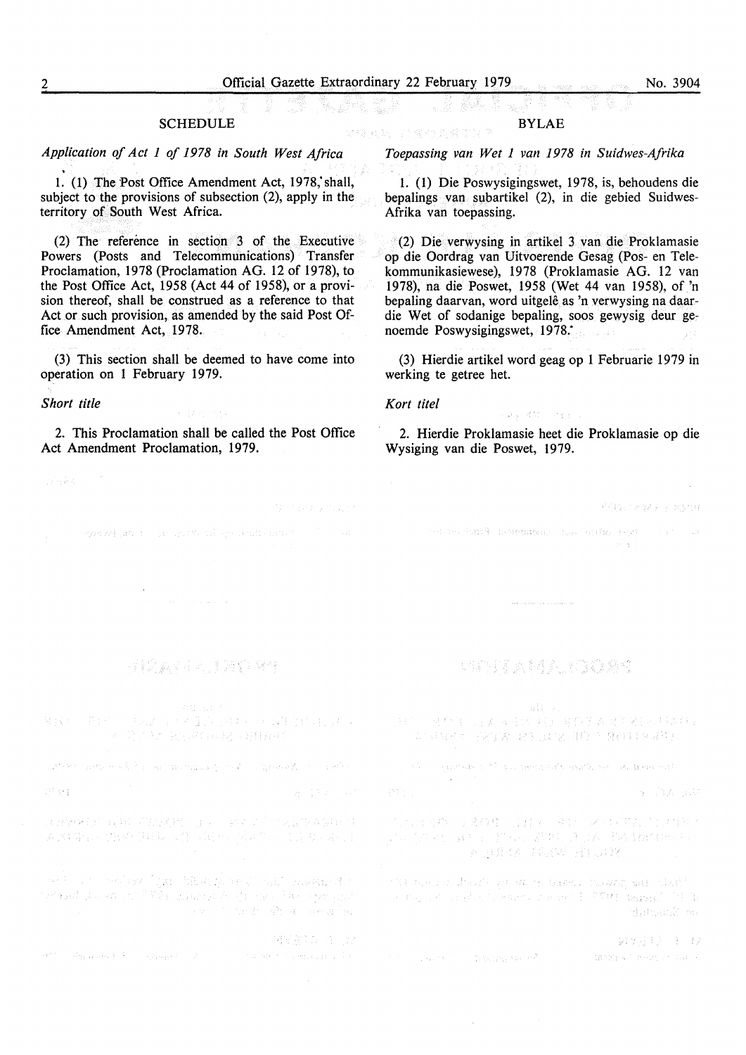## SCHEDULE

*Application of Act 1 of 1978 in South West Africa*

1. (1) The Post Office Amendment Act, 1978, shall, subject to the provisions of subsection (2), apply in the territory of South West Africa.

(2) The reference in section 3 of the Executive Powers (Posts and Telecommunications) Transfer Proclamation, 1978 (Proclamation AG. 12 of 1978), to the Post Office Act, 1958 (Act 44 of 1958), or a provision thereof, shall be construed as a reference to that Act or such provision, as amended by the said Post Office Amendment Act, 1978.

(3) This section shall be deemed to have come into operation on 1 February 1979.

*Short title*

2. This Proclamation shall be called the Post Office Act Amendment Proclamation, 1979.

## BYLAE

*Toepassing van Wet 1 van 1978 in Suidwes-Afrika*

1. (1) Die Poswysigingswet, 1978, is, behoudens die bepalings van subartikel (2), in die gebied Suidwes-Afrika van toepassing.

(2) Die verwysing in artikel 3 van die Proklamasie op die Oordrag van Uitvoerende Gesag (Pos- en Telekommunikasiewese), 1978 (Proklamasie AG. 12 van 1978), na die Poswet, 1958 (Wet 44 van 1958), of 'n bepaling daarvan, word uitgelê as 'n verwysing na daardie Wet of sodanige bepaling, soos gewysig deur genoemde Poswysigingswet, 1978.

(3) Hierdie artikel word geag op 1 Februarie 1979 in werking te getree het.

*Kort titel*

2. Hierdie Proklamasie heet die Proklamasie op die Wysiging van die Poswet, 1979.